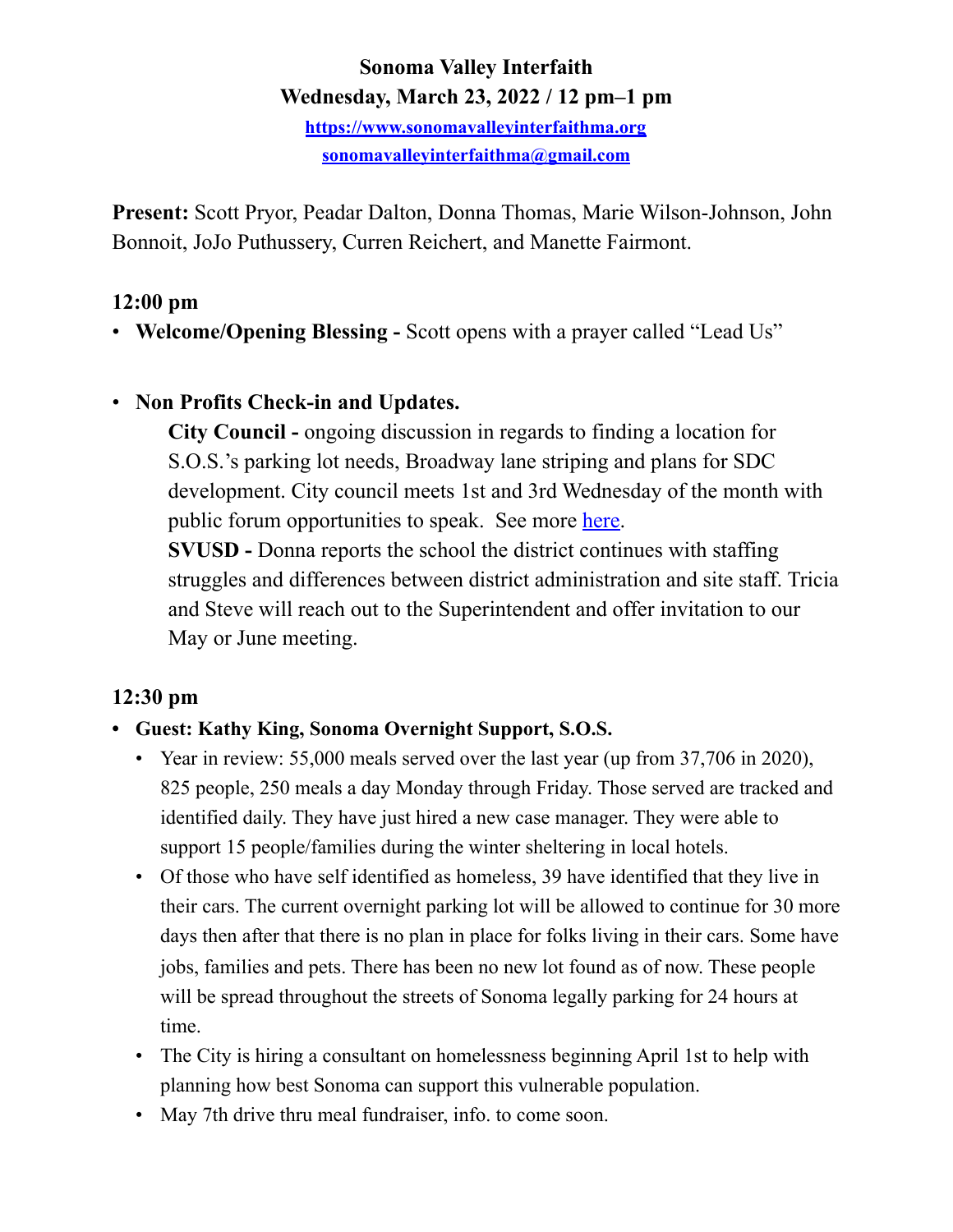**Sonoma Valley Interfaith**
**Wednesday, March 23, 2022 / 12 pm–1 pm**
[https://www.sonomavalleyinterfaithma.org](https://www.sonomavalleyinterfaithma.org)
[sonomavalleyinterfaithma@gmail.com](mailto:sonomavalleyinterfaithma@gmail.com)

**Present:** Scott Pryor, Peadar Dalton, Donna Thomas, Marie Wilson-Johnson, John Bonnoit, JoJo Puthussery, Curren Reichert, and Manette Fairmont.

### 12:00 pm

- **Welcome/Opening Blessing -** Scott opens with a prayer called "Lead Us"

- **Non Profits Check-in and Updates.**

  **City Council -** ongoing discussion in regards to finding a location for S.O.S.'s parking lot needs, Broadway lane striping and plans for SDC development. City council meets 1st and 3rd Wednesday of the month with public forum opportunities to speak. See more here.

  **SVUSD -** Donna reports the school the district continues with staffing struggles and differences between district administration and site staff. Tricia and Steve will reach out to the Superintendent and offer invitation to our May or June meeting.

### 12:30 pm

- **Guest: Kathy King, Sonoma Overnight Support, S.O.S.**
  - Year in review: 55,000 meals served over the last year (up from 37,706 in 2020), 825 people, 250 meals a day Monday through Friday. Those served are tracked and identified daily. They have just hired a new case manager. They were able to support 15 people/families during the winter sheltering in local hotels.
  - Of those who have self identified as homeless, 39 have identified that they live in their cars. The current overnight parking lot will be allowed to continue for 30 more days then after that there is no plan in place for folks living in their cars. Some have jobs, families and pets. There has been no new lot found as of now. These people will be spread throughout the streets of Sonoma legally parking for 24 hours at time.
  - The City is hiring a consultant on homelessness beginning April 1st to help with planning how best Sonoma can support this vulnerable population.
  - May 7th drive thru meal fundraiser, info. to come soon.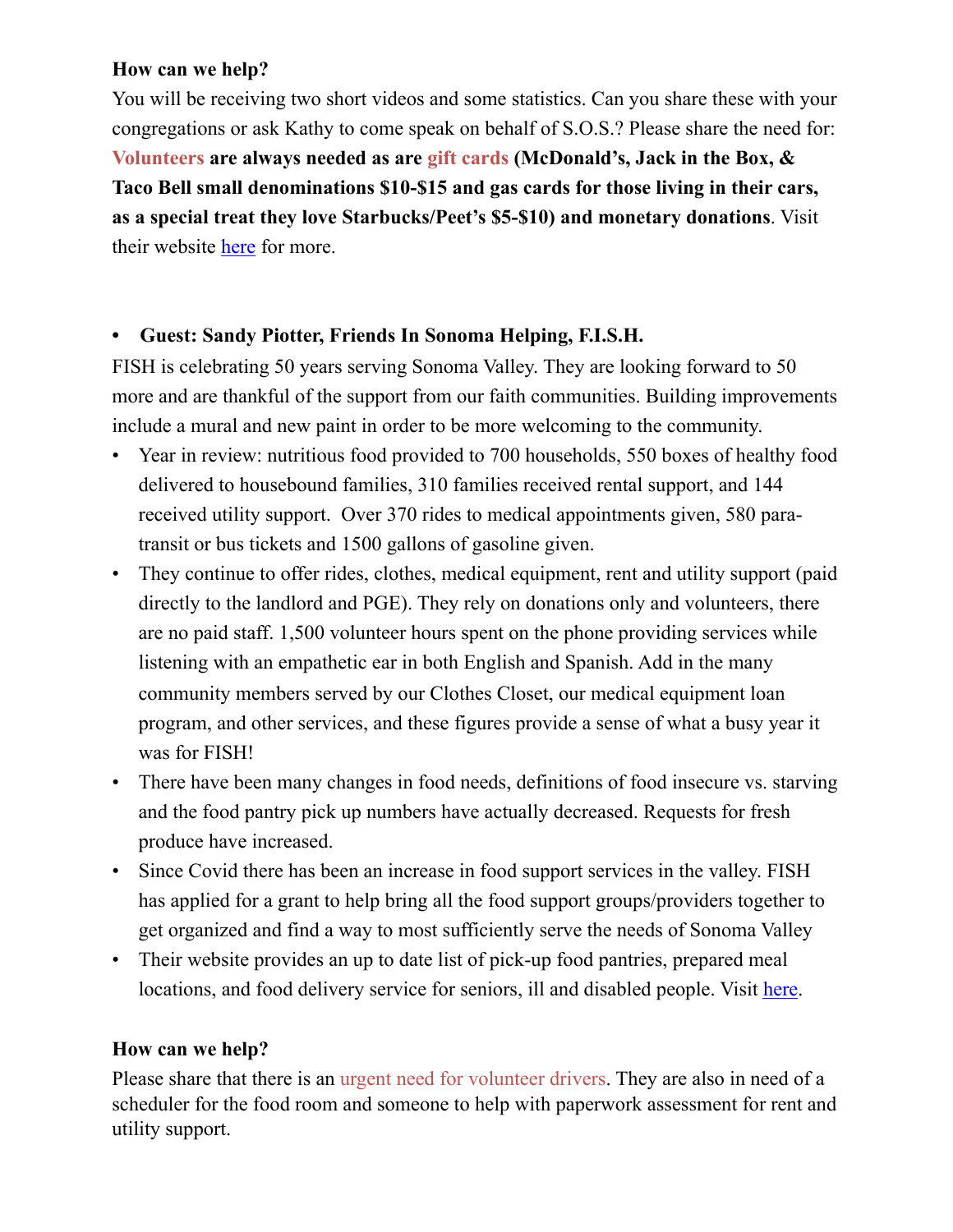**How can we help?**

You will be receiving two short videos and some statistics. Can you share these with your congregations or ask Kathy to come speak on behalf of S.O.S.? Please share the need for: **Volunteers are always needed as are gift cards (McDonald's, Jack in the Box, & Taco Bell small denominations $10-$15 and gas cards for those living in their cars, as a special treat they love Starbucks/Peet's $5-$10) and monetary donations**. Visit their website here for more.

- **Guest: Sandy Piotter, Friends In Sonoma Helping, F.I.S.H.**

FISH is celebrating 50 years serving Sonoma Valley. They are looking forward to 50 more and are thankful of the support from our faith communities. Building improvements include a mural and new paint in order to be more welcoming to the community.

- Year in review: nutritious food provided to 700 households, 550 boxes of healthy food delivered to housebound families, 310 families received rental support, and 144 received utility support. Over 370 rides to medical appointments given, 580 para-transit or bus tickets and 1500 gallons of gasoline given.
- They continue to offer rides, clothes, medical equipment, rent and utility support (paid directly to the landlord and PGE). They rely on donations only and volunteers, there are no paid staff. 1,500 volunteer hours spent on the phone providing services while listening with an empathetic ear in both English and Spanish. Add in the many community members served by our Clothes Closet, our medical equipment loan program, and other services, and these figures provide a sense of what a busy year it was for FISH!
- There have been many changes in food needs, definitions of food insecure vs. starving and the food pantry pick up numbers have actually decreased. Requests for fresh produce have increased.
- Since Covid there has been an increase in food support services in the valley. FISH has applied for a grant to help bring all the food support groups/providers together to get organized and find a way to most sufficiently serve the needs of Sonoma Valley
- Their website provides an up to date list of pick-up food pantries, prepared meal locations, and food delivery service for seniors, ill and disabled people. Visit here.

**How can we help?**

Please share that there is an urgent need for volunteer drivers. They are also in need of a scheduler for the food room and someone to help with paperwork assessment for rent and utility support.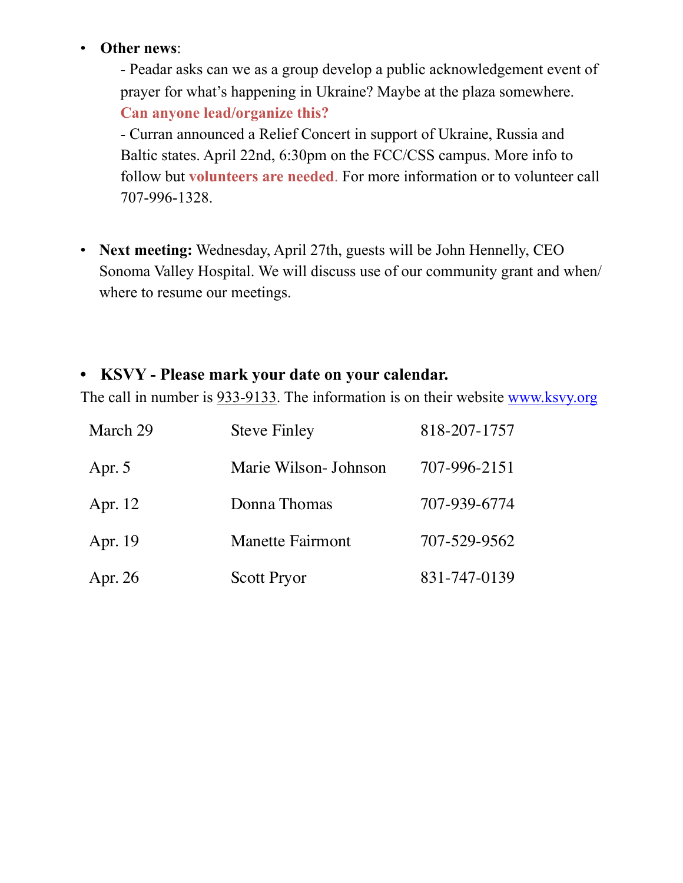- **Other news**:

  - Peadar asks can we as a group develop a public acknowledgement event of prayer for what's happening in Ukraine? Maybe at the plaza somewhere. **Can anyone lead/organize this?**

  - Curran announced a Relief Concert in support of Ukraine, Russia and Baltic states. April 22nd, 6:30pm on the FCC/CSS campus. More info to follow but **volunteers are needed**. For more information or to volunteer call 707-996-1328.

- **Next meeting:** Wednesday, April 27th, guests will be John Hennelly, CEO Sonoma Valley Hospital. We will discuss use of our community grant and when/where to resume our meetings.

- **KSVY - Please mark your date on your calendar.**

The call in number is 933-9133. The information is on their website www.ksvy.org

| | | |
|---|---|---|
| March 29 | Steve Finley | 818-207-1757 |
| Apr. 5 | Marie Wilson- Johnson | 707-996-2151 |
| Apr. 12 | Donna Thomas | 707-939-6774 |
| Apr. 19 | Manette Fairmont | 707-529-9562 |
| Apr. 26 | Scott Pryor | 831-747-0139 |